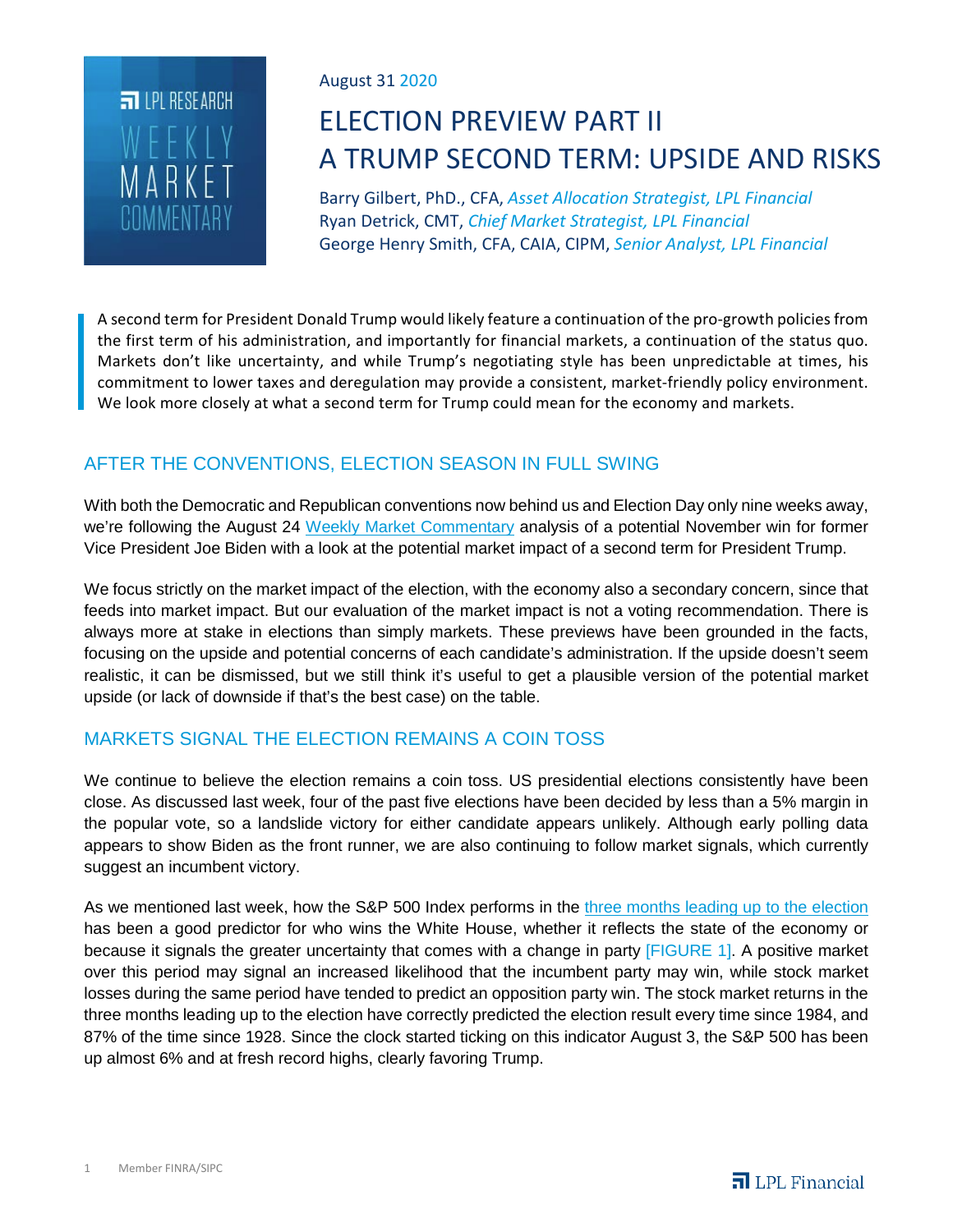LPL RESEARCH WEEKLY MARKET COMMENTARY

August 31 2020

# ELECTION PREVIEW PART II
# A TRUMP SECOND TERM: UPSIDE AND RISKS

Barry Gilbert, PhD., CFA, *Asset Allocation Strategist, LPL Financial*
Ryan Detrick, CMT, *Chief Market Strategist, LPL Financial*
George Henry Smith, CFA, CAIA, CIPM, *Senior Analyst, LPL Financial*

> A second term for President Donald Trump would likely feature a continuation of the pro-growth policies from the first term of his administration, and importantly for financial markets, a continuation of the status quo. Markets don't like uncertainty, and while Trump's negotiating style has been unpredictable at times, his commitment to lower taxes and deregulation may provide a consistent, market-friendly policy environment. We look more closely at what a second term for Trump could mean for the economy and markets.

## AFTER THE CONVENTIONS, ELECTION SEASON IN FULL SWING

With both the Democratic and Republican conventions now behind us and Election Day only nine weeks away, we're following the August 24 Weekly Market Commentary analysis of a potential November win for former Vice President Joe Biden with a look at the potential market impact of a second term for President Trump.

We focus strictly on the market impact of the election, with the economy also a secondary concern, since that feeds into market impact. But our evaluation of the market impact is not a voting recommendation. There is always more at stake in elections than simply markets. These previews have been grounded in the facts, focusing on the upside and potential concerns of each candidate's administration. If the upside doesn't seem realistic, it can be dismissed, but we still think it's useful to get a plausible version of the potential market upside (or lack of downside if that's the best case) on the table.

## MARKETS SIGNAL THE ELECTION REMAINS A COIN TOSS

We continue to believe the election remains a coin toss. US presidential elections consistently have been close. As discussed last week, four of the past five elections have been decided by less than a 5% margin in the popular vote, so a landslide victory for either candidate appears unlikely. Although early polling data appears to show Biden as the front runner, we are also continuing to follow market signals, which currently suggest an incumbent victory.

As we mentioned last week, how the S&P 500 Index performs in the three months leading up to the election has been a good predictor for who wins the White House, whether it reflects the state of the economy or because it signals the greater uncertainty that comes with a change in party [FIGURE 1]. A positive market over this period may signal an increased likelihood that the incumbent party may win, while stock market losses during the same period have tended to predict an opposition party win. The stock market returns in the three months leading up to the election have correctly predicted the election result every time since 1984, and 87% of the time since 1928. Since the clock started ticking on this indicator August 3, the S&P 500 has been up almost 6% and at fresh record highs, clearly favoring Trump.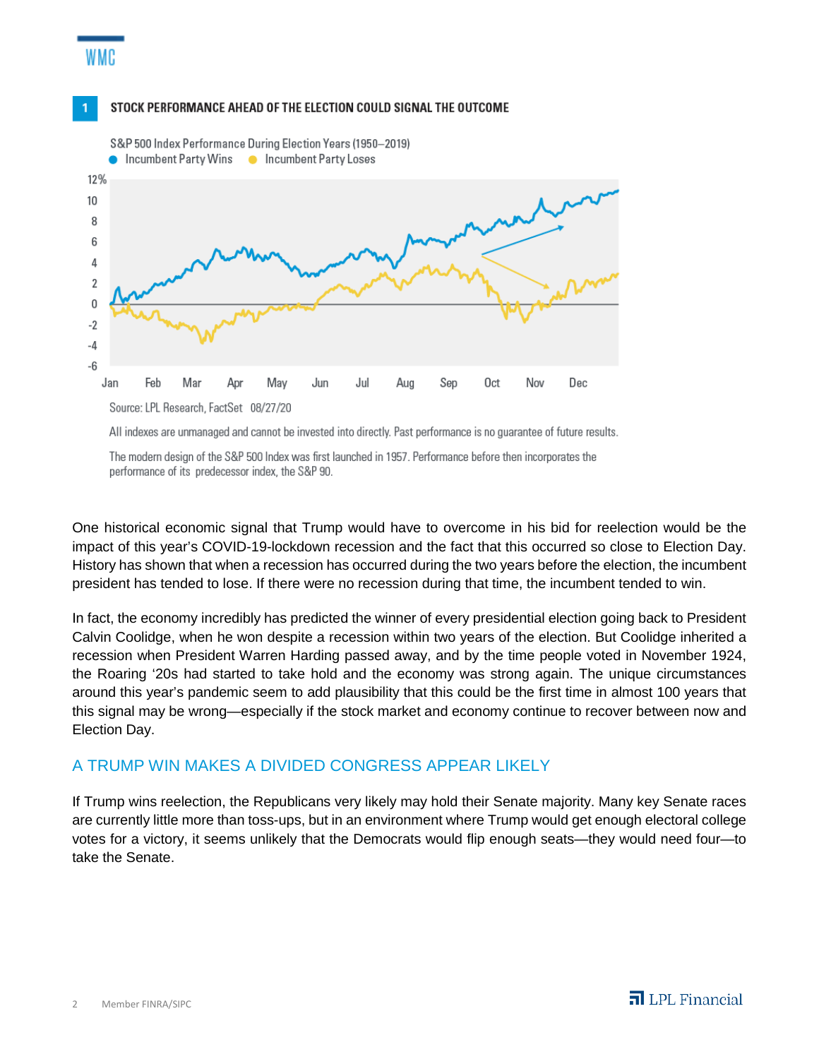## 1 STOCK PERFORMANCE AHEAD OF THE ELECTION COULD SIGNAL THE OUTCOME

S&P 500 Index Performance During Election Years (1950–2019)

Incumbent Party Wins · Incumbent Party Loses

Source: LPL Research, FactSet 08/27/20

All indexes are unmanaged and cannot be invested into directly. Past performance is no guarantee of future results.

The modern design of the S&P 500 Index was first launched in 1957. Performance before then incorporates the performance of its predecessor index, the S&P 90.

One historical economic signal that Trump would have to overcome in his bid for reelection would be the impact of this year's COVID-19-lockdown recession and the fact that this occurred so close to Election Day. History has shown that when a recession has occurred during the two years before the election, the incumbent president has tended to lose. If there were no recession during that time, the incumbent tended to win.

In fact, the economy incredibly has predicted the winner of every presidential election going back to President Calvin Coolidge, when he won despite a recession within two years of the election. But Coolidge inherited a recession when President Warren Harding passed away, and by the time people voted in November 1924, the Roaring '20s had started to take hold and the economy was strong again. The unique circumstances around this year's pandemic seem to add plausibility that this could be the first time in almost 100 years that this signal may be wrong—especially if the stock market and economy continue to recover between now and Election Day.

## A TRUMP WIN MAKES A DIVIDED CONGRESS APPEAR LIKELY

If Trump wins reelection, the Republicans very likely may hold their Senate majority. Many key Senate races are currently little more than toss-ups, but in an environment where Trump would get enough electoral college votes for a victory, it seems unlikely that the Democrats would flip enough seats—they would need four—to take the Senate.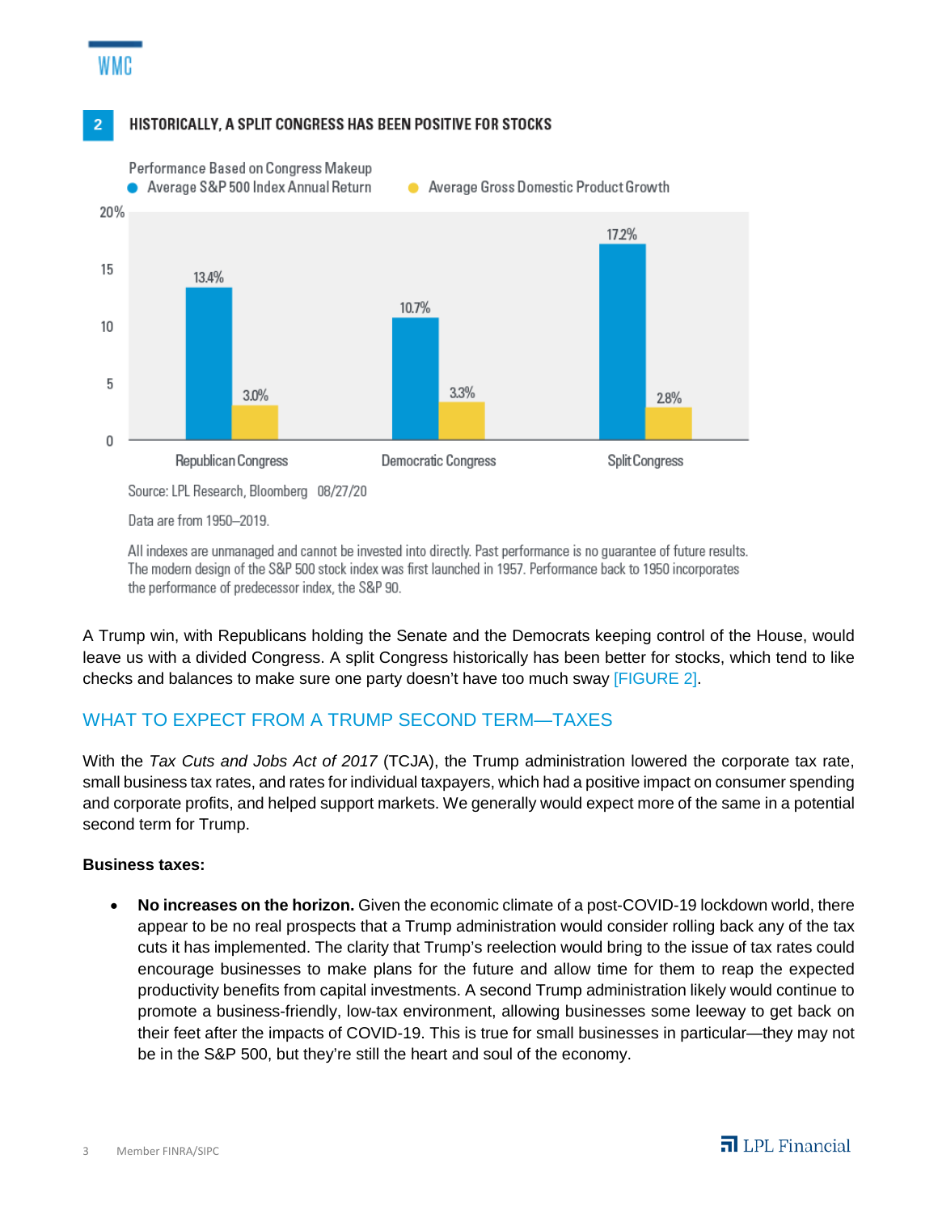**2** HISTORICALLY, A SPLIT CONGRESS HAS BEEN POSITIVE FOR STOCKS

Performance Based on Congress Makeup

| | Average S&P 500 Index Annual Return | Average Gross Domestic Product Growth |
|---|---|---|
| Republican Congress | 13.4% | 3.0% |
| Democratic Congress | 10.7% | 3.3% |
| Split Congress | 17.2% | 2.8% |

Source: LPL Research, Bloomberg 08/27/20

Data are from 1950–2019.

All indexes are unmanaged and cannot be invested into directly. Past performance is no guarantee of future results. The modern design of the S&P 500 stock index was first launched in 1957. Performance back to 1950 incorporates the performance of predecessor index, the S&P 90.

A Trump win, with Republicans holding the Senate and the Democrats keeping control of the House, would leave us with a divided Congress. A split Congress historically has been better for stocks, which tend to like checks and balances to make sure one party doesn't have too much sway [FIGURE 2].

## WHAT TO EXPECT FROM A TRUMP SECOND TERM—TAXES

With the *Tax Cuts and Jobs Act of 2017* (TCJA), the Trump administration lowered the corporate tax rate, small business tax rates, and rates for individual taxpayers, which had a positive impact on consumer spending and corporate profits, and helped support markets. We generally would expect more of the same in a potential second term for Trump.

**Business taxes:**

- **No increases on the horizon.** Given the economic climate of a post-COVID-19 lockdown world, there appear to be no real prospects that a Trump administration would consider rolling back any of the tax cuts it has implemented. The clarity that Trump's reelection would bring to the issue of tax rates could encourage businesses to make plans for the future and allow time for them to reap the expected productivity benefits from capital investments. A second Trump administration likely would continue to promote a business-friendly, low-tax environment, allowing businesses some leeway to get back on their feet after the impacts of COVID-19. This is true for small businesses in particular—they may not be in the S&P 500, but they're still the heart and soul of the economy.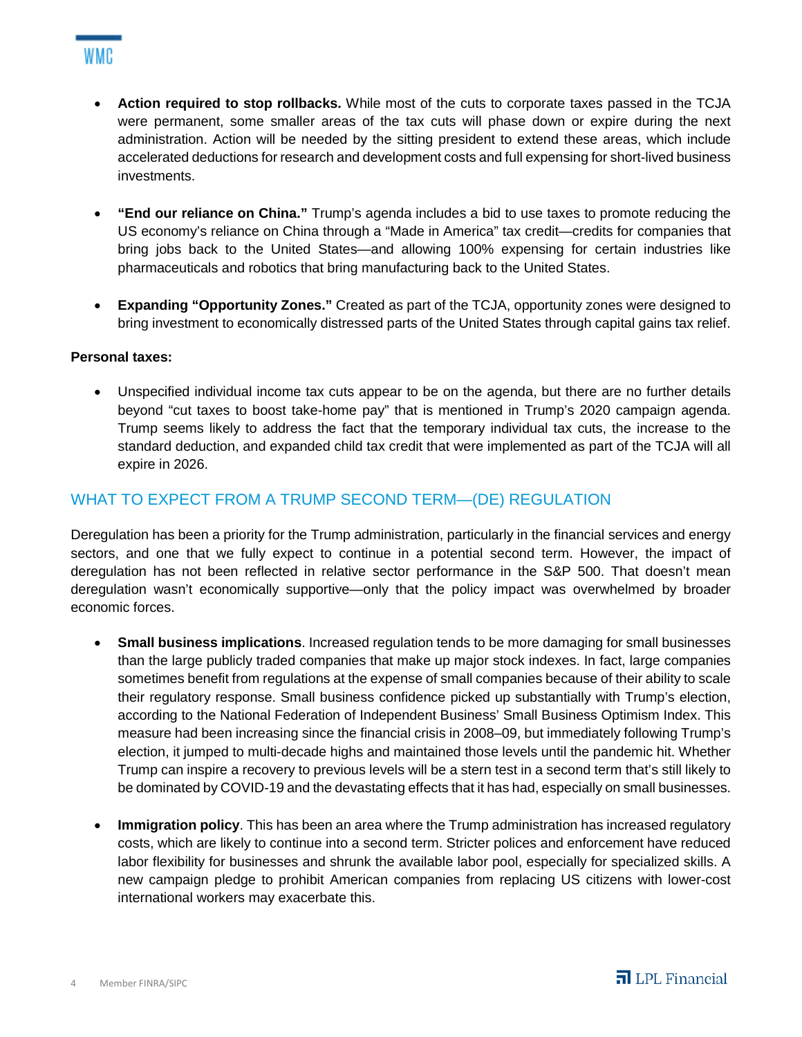- **Action required to stop rollbacks.** While most of the cuts to corporate taxes passed in the TCJA were permanent, some smaller areas of the tax cuts will phase down or expire during the next administration. Action will be needed by the sitting president to extend these areas, which include accelerated deductions for research and development costs and full expensing for short-lived business investments.

- **"End our reliance on China."** Trump's agenda includes a bid to use taxes to promote reducing the US economy's reliance on China through a "Made in America" tax credit—credits for companies that bring jobs back to the United States—and allowing 100% expensing for certain industries like pharmaceuticals and robotics that bring manufacturing back to the United States.

- **Expanding "Opportunity Zones."** Created as part of the TCJA, opportunity zones were designed to bring investment to economically distressed parts of the United States through capital gains tax relief.

**Personal taxes:**

- Unspecified individual income tax cuts appear to be on the agenda, but there are no further details beyond "cut taxes to boost take-home pay" that is mentioned in Trump's 2020 campaign agenda. Trump seems likely to address the fact that the temporary individual tax cuts, the increase to the standard deduction, and expanded child tax credit that were implemented as part of the TCJA will all expire in 2026.

## WHAT TO EXPECT FROM A TRUMP SECOND TERM—(DE) REGULATION

Deregulation has been a priority for the Trump administration, particularly in the financial services and energy sectors, and one that we fully expect to continue in a potential second term. However, the impact of deregulation has not been reflected in relative sector performance in the S&P 500. That doesn't mean deregulation wasn't economically supportive—only that the policy impact was overwhelmed by broader economic forces.

- **Small business implications**. Increased regulation tends to be more damaging for small businesses than the large publicly traded companies that make up major stock indexes. In fact, large companies sometimes benefit from regulations at the expense of small companies because of their ability to scale their regulatory response. Small business confidence picked up substantially with Trump's election, according to the National Federation of Independent Business' Small Business Optimism Index. This measure had been increasing since the financial crisis in 2008–09, but immediately following Trump's election, it jumped to multi-decade highs and maintained those levels until the pandemic hit. Whether Trump can inspire a recovery to previous levels will be a stern test in a second term that's still likely to be dominated by COVID-19 and the devastating effects that it has had, especially on small businesses.

- **Immigration policy**. This has been an area where the Trump administration has increased regulatory costs, which are likely to continue into a second term. Stricter polices and enforcement have reduced labor flexibility for businesses and shrunk the available labor pool, especially for specialized skills. A new campaign pledge to prohibit American companies from replacing US citizens with lower-cost international workers may exacerbate this.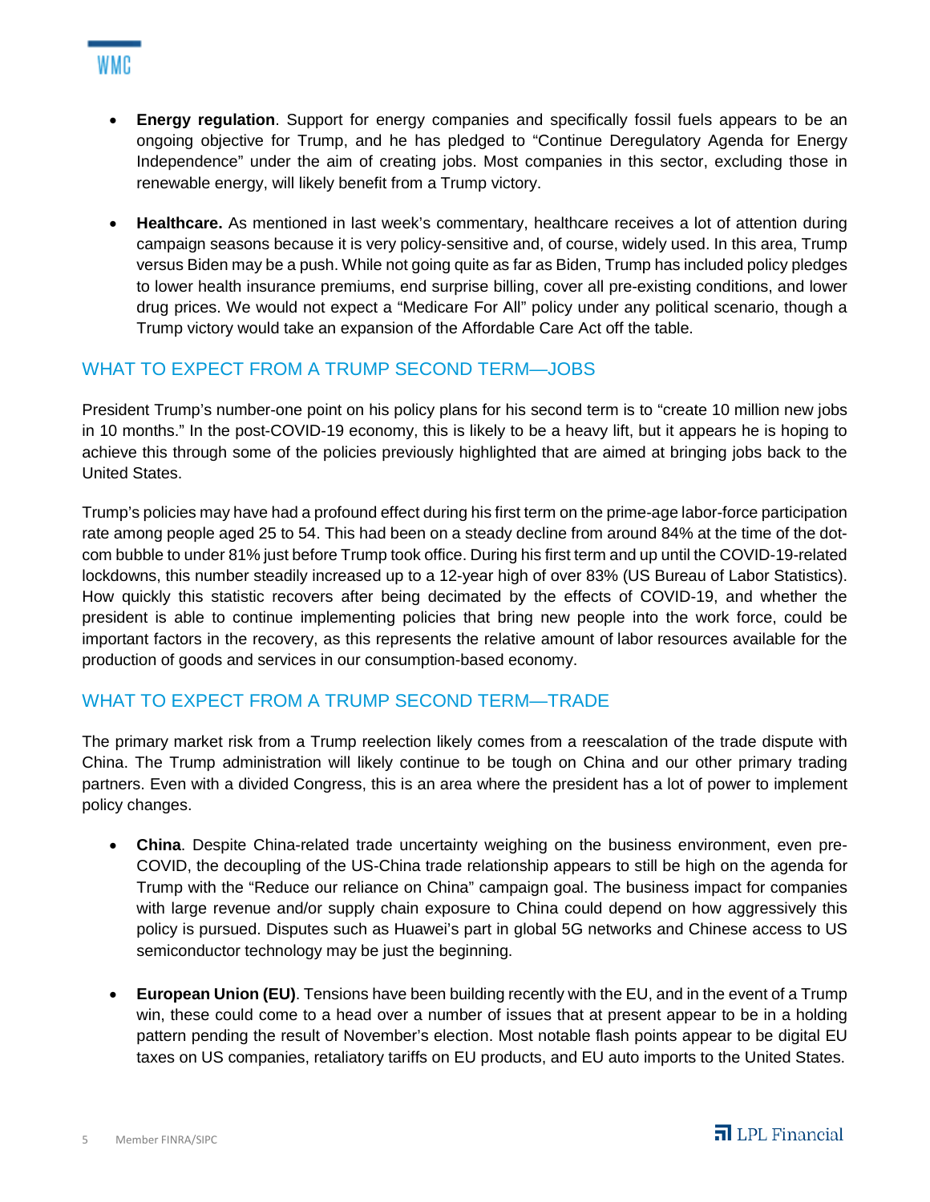- **Energy regulation**. Support for energy companies and specifically fossil fuels appears to be an ongoing objective for Trump, and he has pledged to "Continue Deregulatory Agenda for Energy Independence" under the aim of creating jobs. Most companies in this sector, excluding those in renewable energy, will likely benefit from a Trump victory.

- **Healthcare.** As mentioned in last week's commentary, healthcare receives a lot of attention during campaign seasons because it is very policy-sensitive and, of course, widely used. In this area, Trump versus Biden may be a push. While not going quite as far as Biden, Trump has included policy pledges to lower health insurance premiums, end surprise billing, cover all pre-existing conditions, and lower drug prices. We would not expect a "Medicare For All" policy under any political scenario, though a Trump victory would take an expansion of the Affordable Care Act off the table.

## WHAT TO EXPECT FROM A TRUMP SECOND TERM—JOBS

President Trump's number-one point on his policy plans for his second term is to "create 10 million new jobs in 10 months." In the post-COVID-19 economy, this is likely to be a heavy lift, but it appears he is hoping to achieve this through some of the policies previously highlighted that are aimed at bringing jobs back to the United States.

Trump's policies may have had a profound effect during his first term on the prime-age labor-force participation rate among people aged 25 to 54. This had been on a steady decline from around 84% at the time of the dot-com bubble to under 81% just before Trump took office. During his first term and up until the COVID-19-related lockdowns, this number steadily increased up to a 12-year high of over 83% (US Bureau of Labor Statistics). How quickly this statistic recovers after being decimated by the effects of COVID-19, and whether the president is able to continue implementing policies that bring new people into the work force, could be important factors in the recovery, as this represents the relative amount of labor resources available for the production of goods and services in our consumption-based economy.

## WHAT TO EXPECT FROM A TRUMP SECOND TERM—TRADE

The primary market risk from a Trump reelection likely comes from a reescalation of the trade dispute with China. The Trump administration will likely continue to be tough on China and our other primary trading partners. Even with a divided Congress, this is an area where the president has a lot of power to implement policy changes.

- **China**. Despite China-related trade uncertainty weighing on the business environment, even pre-COVID, the decoupling of the US-China trade relationship appears to still be high on the agenda for Trump with the "Reduce our reliance on China" campaign goal. The business impact for companies with large revenue and/or supply chain exposure to China could depend on how aggressively this policy is pursued. Disputes such as Huawei's part in global 5G networks and Chinese access to US semiconductor technology may be just the beginning.

- **European Union (EU)**. Tensions have been building recently with the EU, and in the event of a Trump win, these could come to a head over a number of issues that at present appear to be in a holding pattern pending the result of November's election. Most notable flash points appear to be digital EU taxes on US companies, retaliatory tariffs on EU products, and EU auto imports to the United States.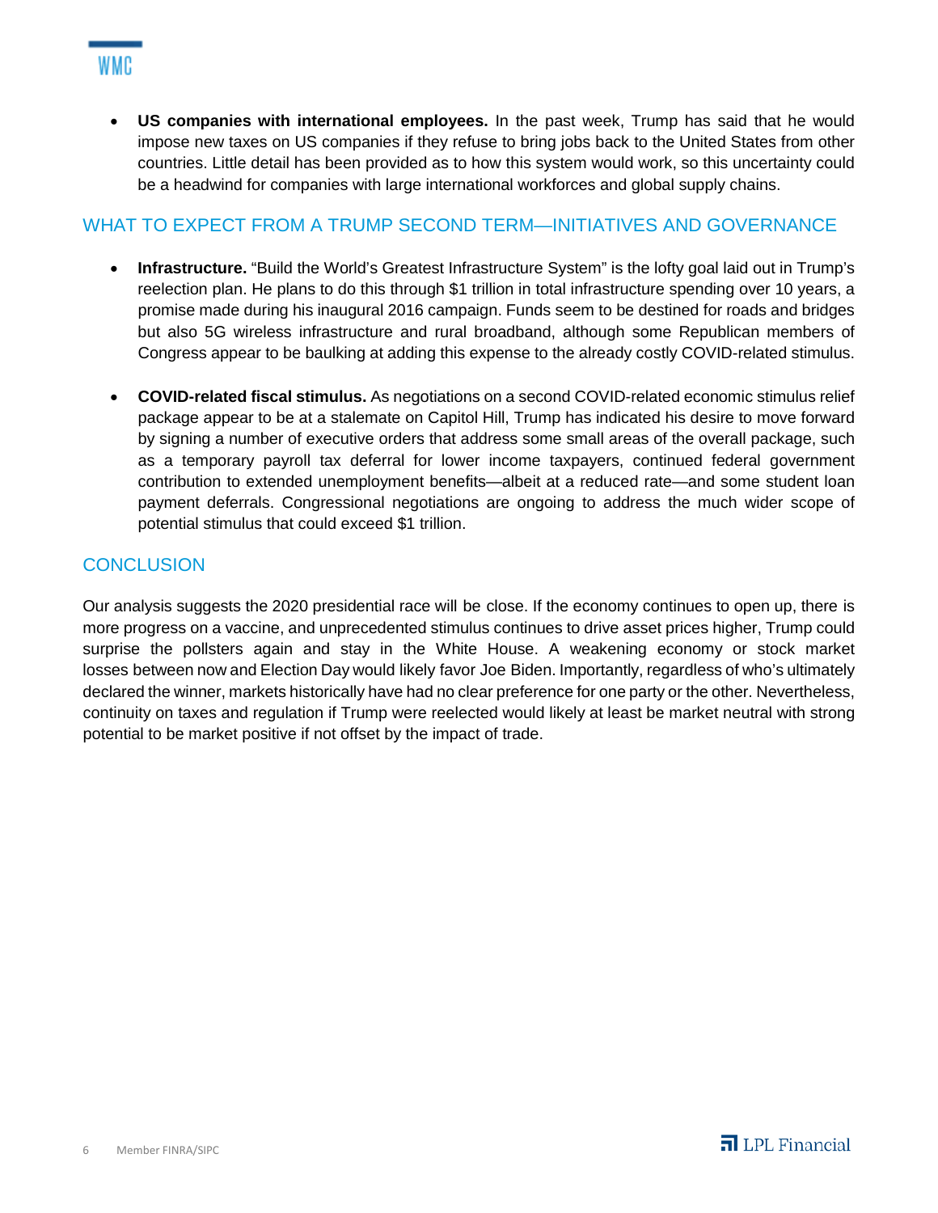- **US companies with international employees.** In the past week, Trump has said that he would impose new taxes on US companies if they refuse to bring jobs back to the United States from other countries. Little detail has been provided as to how this system would work, so this uncertainty could be a headwind for companies with large international workforces and global supply chains.

## WHAT TO EXPECT FROM A TRUMP SECOND TERM—INITIATIVES AND GOVERNANCE

- **Infrastructure.** "Build the World's Greatest Infrastructure System" is the lofty goal laid out in Trump's reelection plan. He plans to do this through $1 trillion in total infrastructure spending over 10 years, a promise made during his inaugural 2016 campaign. Funds seem to be destined for roads and bridges but also 5G wireless infrastructure and rural broadband, although some Republican members of Congress appear to be baulking at adding this expense to the already costly COVID-related stimulus.

- **COVID-related fiscal stimulus.** As negotiations on a second COVID-related economic stimulus relief package appear to be at a stalemate on Capitol Hill, Trump has indicated his desire to move forward by signing a number of executive orders that address some small areas of the overall package, such as a temporary payroll tax deferral for lower income taxpayers, continued federal government contribution to extended unemployment benefits—albeit at a reduced rate—and some student loan payment deferrals. Congressional negotiations are ongoing to address the much wider scope of potential stimulus that could exceed $1 trillion.

## CONCLUSION

Our analysis suggests the 2020 presidential race will be close. If the economy continues to open up, there is more progress on a vaccine, and unprecedented stimulus continues to drive asset prices higher, Trump could surprise the pollsters again and stay in the White House. A weakening economy or stock market losses between now and Election Day would likely favor Joe Biden. Importantly, regardless of who's ultimately declared the winner, markets historically have had no clear preference for one party or the other. Nevertheless, continuity on taxes and regulation if Trump were reelected would likely at least be market neutral with strong potential to be market positive if not offset by the impact of trade.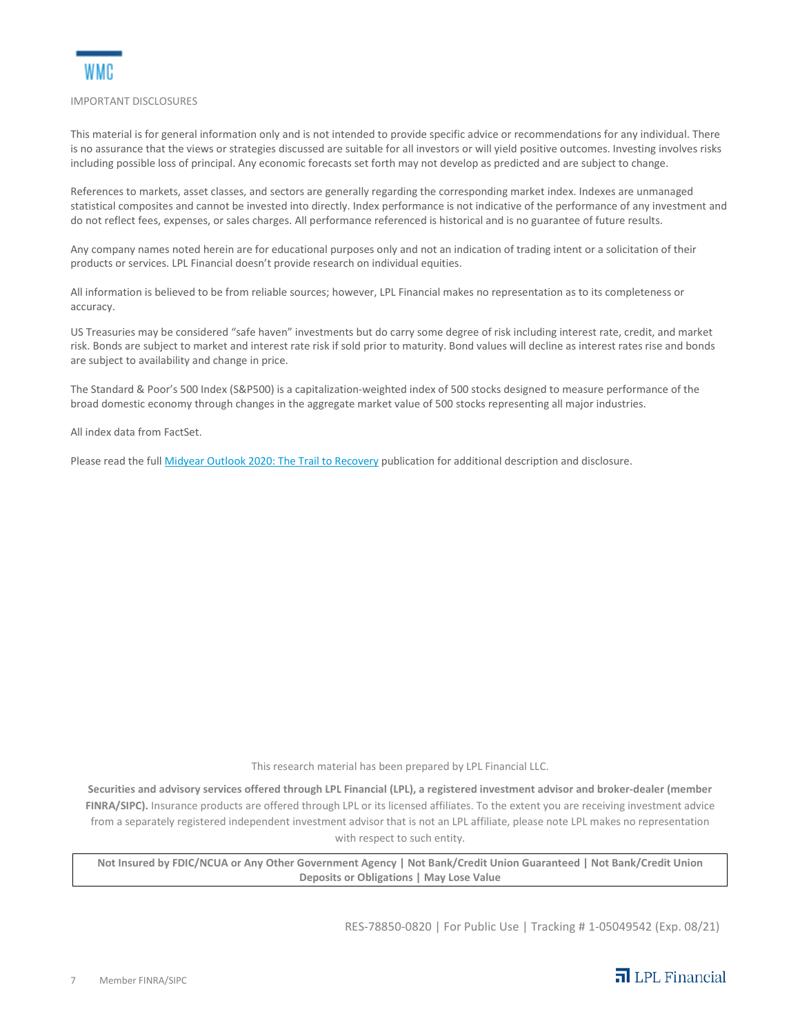IMPORTANT DISCLOSURES

This material is for general information only and is not intended to provide specific advice or recommendations for any individual. There is no assurance that the views or strategies discussed are suitable for all investors or will yield positive outcomes. Investing involves risks including possible loss of principal. Any economic forecasts set forth may not develop as predicted and are subject to change.

References to markets, asset classes, and sectors are generally regarding the corresponding market index. Indexes are unmanaged statistical composites and cannot be invested into directly. Index performance is not indicative of the performance of any investment and do not reflect fees, expenses, or sales charges. All performance referenced is historical and is no guarantee of future results.

Any company names noted herein are for educational purposes only and not an indication of trading intent or a solicitation of their products or services. LPL Financial doesn't provide research on individual equities.

All information is believed to be from reliable sources; however, LPL Financial makes no representation as to its completeness or accuracy.

US Treasuries may be considered "safe haven" investments but do carry some degree of risk including interest rate, credit, and market risk. Bonds are subject to market and interest rate risk if sold prior to maturity. Bond values will decline as interest rates rise and bonds are subject to availability and change in price.

The Standard & Poor's 500 Index (S&P500) is a capitalization-weighted index of 500 stocks designed to measure performance of the broad domestic economy through changes in the aggregate market value of 500 stocks representing all major industries.

All index data from FactSet.

Please read the full Midyear Outlook 2020: The Trail to Recovery publication for additional description and disclosure.

This research material has been prepared by LPL Financial LLC.

**Securities and advisory services offered through LPL Financial (LPL), a registered investment advisor and broker-dealer (member FINRA/SIPC).** Insurance products are offered through LPL or its licensed affiliates. To the extent you are receiving investment advice from a separately registered independent investment advisor that is not an LPL affiliate, please note LPL makes no representation with respect to such entity.

**Not Insured by FDIC/NCUA or Any Other Government Agency | Not Bank/Credit Union Guaranteed | Not Bank/Credit Union Deposits or Obligations | May Lose Value**

RES-78850-0820 | For Public Use | Tracking # 1-05049542 (Exp. 08/21)

Member FINRA/SIPC